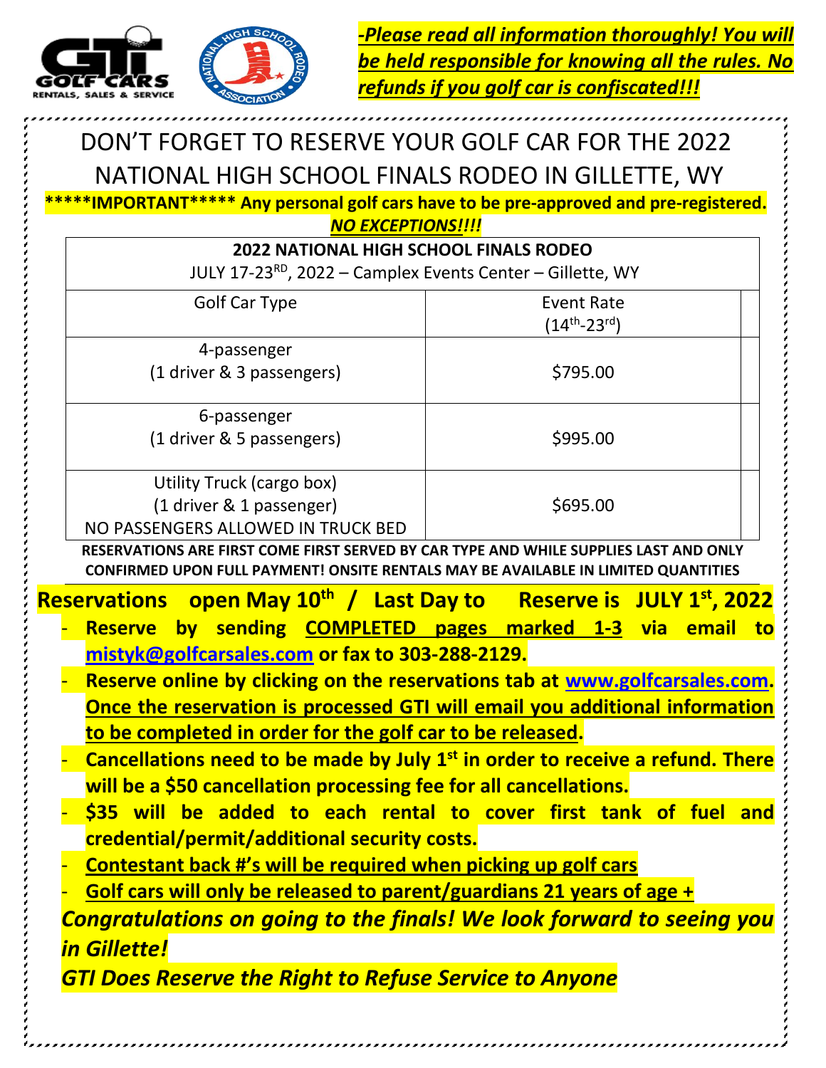***-Please read all information thoroughly! You will be held responsible for knowing all the rules. No refunds if you golf car is confiscated!!!***

# DON'T FORGET TO RESERVE YOUR GOLF CAR FOR THE 2022 NATIONAL HIGH SCHOOL FINALS RODEO IN GILLETTE, WY

**\*\*\*\*\*IMPORTANT\*\*\*\*\* Any personal golf cars have to be pre-approved and pre-registered.** ***NO EXCEPTIONS!!!!***

| 2022 NATIONAL HIGH SCHOOL FINALS RODEO<br>JULY 17-23RD, 2022 – Camplex Events Center – Gillette, WY | |
|---|---|
| Golf Car Type | Event Rate (14th-23rd) |
| 4-passenger (1 driver & 3 passengers) | $795.00 |
| 6-passenger (1 driver & 5 passengers) | $995.00 |
| Utility Truck (cargo box) (1 driver & 1 passenger) NO PASSENGERS ALLOWED IN TRUCK BED | $695.00 |

**RESERVATIONS ARE FIRST COME FIRST SERVED BY CAR TYPE AND WHILE SUPPLIES LAST AND ONLY CONFIRMED UPON FULL PAYMENT! ONSITE RENTALS MAY BE AVAILABLE IN LIMITED QUANTITIES**

## Reservations open May 10th / Last Day to Reserve is JULY 1st, 2022

- **Reserve by sending COMPLETED pages marked 1-3 via email to mistyk@golfcarsales.com or fax to 303-288-2129.**
- **Reserve online by clicking on the reservations tab at www.golfcarsales.com. Once the reservation is processed GTI will email you additional information to be completed in order for the golf car to be released.**
- **Cancellations need to be made by July 1st in order to receive a refund. There will be a $50 cancellation processing fee for all cancellations.**
- **$35 will be added to each rental to cover first tank of fuel and credential/permit/additional security costs.**
- **Contestant back #'s will be required when picking up golf cars**
- **Golf cars will only be released to parent/guardians 21 years of age +**

***Congratulations on going to the finals! We look forward to seeing you in Gillette!***

***GTI Does Reserve the Right to Refuse Service to Anyone***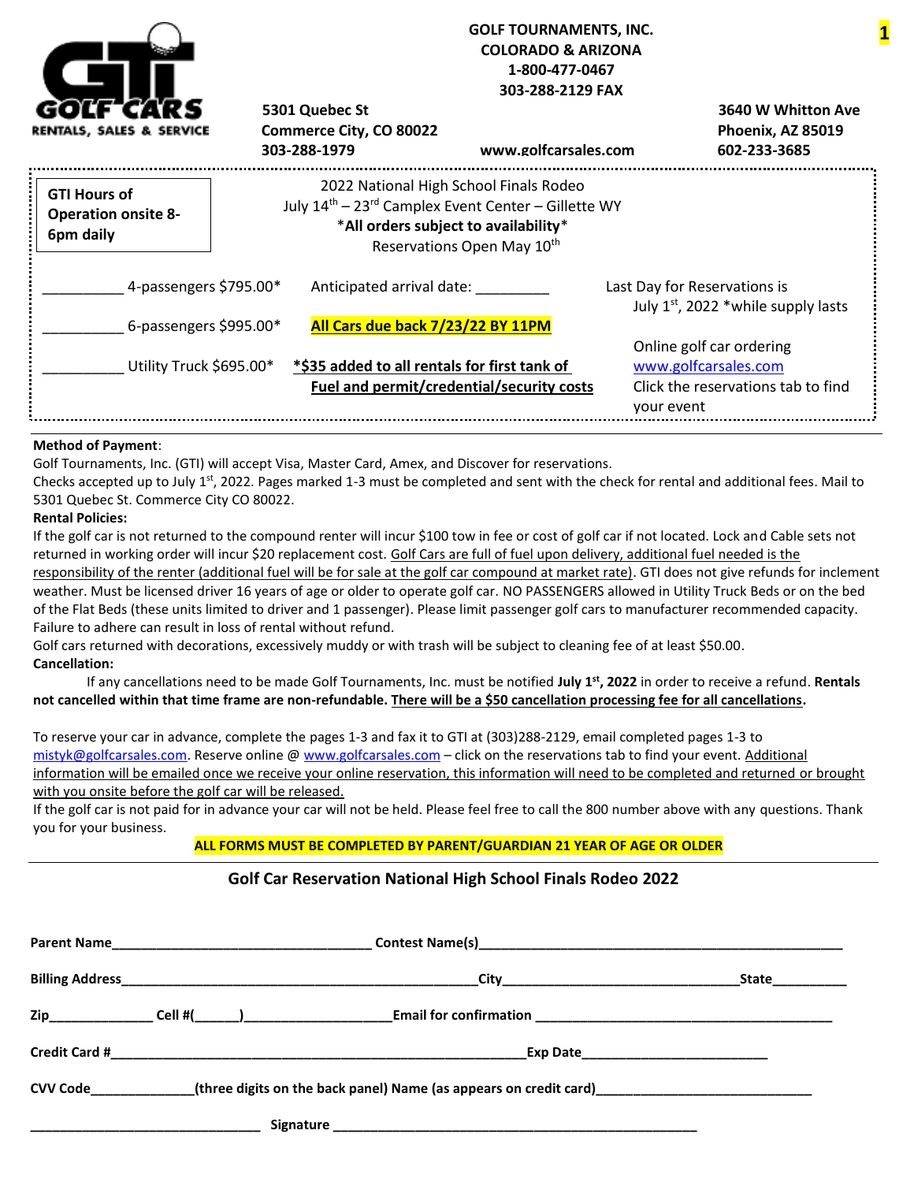**GOLF TOURNAMENTS, INC.**
**COLORADO & ARIZONA**
**1-800-477-0467**
**303-288-2129 FAX**

GTI GOLF CARS RENTALS, SALES & SERVICE

**5301 Quebec St**
**Commerce City, CO 80022**
**303-288-1979**

**www.golfcarsales.com**

**3640 W Whitton Ave**
**Phoenix, AZ 85019**
**602-233-3685**

**GTI Hours of Operation onsite 8-6pm daily**

2022 National High School Finals Rodeo
July 14th – 23rd Camplex Event Center – Gillette WY
***All orders subject to availability***
Reservations Open May 10th

__________ 4-passengers $795.00*

__________ 6-passengers $995.00*

__________ Utility Truck $695.00*

Anticipated arrival date: _________

**All Cars due back 7/23/22 BY 11PM**

***$35 added to all rentals for first tank of Fuel and permit/credential/security costs**

Last Day for Reservations is July 1st, 2022 *while supply lasts

Online golf car ordering www.golfcarsales.com Click the reservations tab to find your event

**Method of Payment**:
Golf Tournaments, Inc. (GTI) will accept Visa, Master Card, Amex, and Discover for reservations.
Checks accepted up to July 1st, 2022. Pages marked 1-3 must be completed and sent with the check for rental and additional fees. Mail to 5301 Quebec St. Commerce City CO 80022.

**Rental Policies:**
If the golf car is not returned to the compound renter will incur $100 tow in fee or cost of golf car if not located. Lock and Cable sets not returned in working order will incur $20 replacement cost. Golf Cars are full of fuel upon delivery, additional fuel needed is the responsibility of the renter (additional fuel will be for sale at the golf car compound at market rate). GTI does not give refunds for inclement weather. Must be licensed driver 16 years of age or older to operate golf car. NO PASSENGERS allowed in Utility Truck Beds or on the bed of the Flat Beds (these units limited to driver and 1 passenger). Please limit passenger golf cars to manufacturer recommended capacity. Failure to adhere can result in loss of rental without refund.
Golf cars returned with decorations, excessively muddy or with trash will be subject to cleaning fee of at least $50.00.

**Cancellation:**
If any cancellations need to be made Golf Tournaments, Inc. must be notified **July 1st, 2022** in order to receive a refund. **Rentals not cancelled within that time frame are non-refundable. There will be a $50 cancellation processing fee for all cancellations.**

To reserve your car in advance, complete the pages 1-3 and fax it to GTI at (303)288-2129, email completed pages 1-3 to mistyk@golfcarsales.com. Reserve online @ www.golfcarsales.com – click on the reservations tab to find your event. Additional information will be emailed once we receive your online reservation, this information will need to be completed and returned or brought with you onsite before the golf car will be released.
If the golf car is not paid for in advance your car will not be held. Please feel free to call the 800 number above with any questions. Thank you for your business.

**ALL FORMS MUST BE COMPLETED BY PARENT/GUARDIAN 21 YEAR OF AGE OR OLDER**

## Golf Car Reservation National High School Finals Rodeo 2022

**Parent Name**__________________________________ **Contest Name(s)**________________________________________________

**Billing Address**______________________________________________ **City**_______________________________ **State**__________

**Zip**_____________ **Cell #(**______**)**___________________ **Email for confirmation** _______________________________________

**Credit Card #**______________________________________________________ **Exp Date**________________________

**CVV Code**_____________ **(three digits on the back panel) Name (as appears on credit card)**_____________________________

______________________________ **Signature** _______________________________________________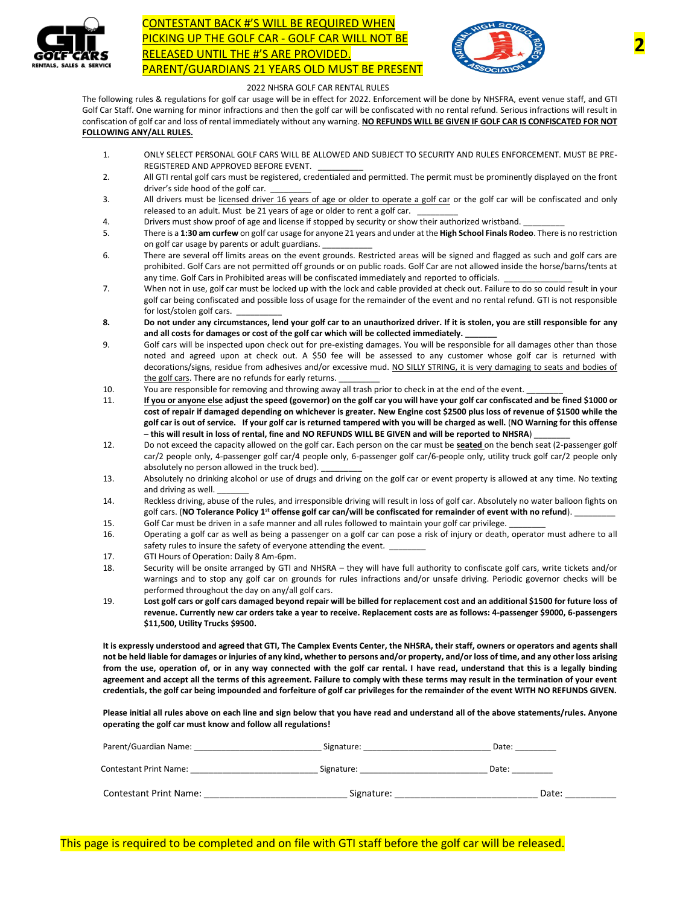CONTESTANT BACK #'S WILL BE REQUIRED WHEN PICKING UP THE GOLF CAR - GOLF CAR WILL NOT BE RELEASED UNTIL THE #'S ARE PROVIDED. PARENT/GUARDIANS 21 YEARS OLD MUST BE PRESENT

**2**

2022 NHSRA GOLF CAR RENTAL RULES

The following rules & regulations for golf car usage will be in effect for 2022. Enforcement will be done by NHSFRA, event venue staff, and GTI Golf Car Staff. One warning for minor infractions and then the golf car will be confiscated with no rental refund. Serious infractions will result in confiscation of golf car and loss of rental immediately without any warning. **NO REFUNDS WILL BE GIVEN IF GOLF CAR IS CONFISCATED FOR NOT FOLLOWING ANY/ALL RULES.**

1. ONLY SELECT PERSONAL GOLF CARS WILL BE ALLOWED AND SUBJECT TO SECURITY AND RULES ENFORCEMENT. MUST BE PRE-REGISTERED AND APPROVED BEFORE EVENT. __________
2. All GTI rental golf cars must be registered, credentialed and permitted. The permit must be prominently displayed on the front driver's side hood of the golf car. _________
3. All drivers must be licensed driver 16 years of age or older to operate a golf car or the golf car will be confiscated and only released to an adult. Must be 21 years of age or older to rent a golf car. _________
4. Drivers must show proof of age and license if stopped by security or show their authorized wristband. _________
5. There is a **1:30 am curfew** on golf car usage for anyone 21 years and under at the **High School Finals Rodeo**. There is no restriction on golf car usage by parents or adult guardians. ___________
6. There are several off limits areas on the event grounds. Restricted areas will be signed and flagged as such and golf cars are prohibited. Golf Cars are not permitted off grounds or on public roads. Golf Car are not allowed inside the horse/barns/tents at any time. Golf Cars in Prohibited areas will be confiscated immediately and reported to officials. _______________
7. When not in use, golf car must be locked up with the lock and cable provided at check out. Failure to do so could result in your golf car being confiscated and possible loss of usage for the remainder of the event and no rental refund. GTI is not responsible for lost/stolen golf cars. __________
8. **Do not under any circumstances, lend your golf car to an unauthorized driver. If it is stolen, you are still responsible for any and all costs for damages or cost of the golf car which will be collected immediately. _______**
9. Golf cars will be inspected upon check out for pre-existing damages. You will be responsible for all damages other than those noted and agreed upon at check out. A $50 fee will be assessed to any customer whose golf car is returned with decorations/signs, residue from adhesives and/or excessive mud. NO SILLY STRING, it is very damaging to seats and bodies of the golf cars. There are no refunds for early returns. _________
10. You are responsible for removing and throwing away all trash prior to check in at the end of the event. ________
11. **If you or anyone else adjust the speed (governor) on the golf car you will have your golf car confiscated and be fined $1000 or cost of repair if damaged depending on whichever is greater. New Engine cost $2500 plus loss of revenue of $1500 while the golf car is out of service. If your golf car is returned tampered with you will be charged as well.** (**NO Warning for this offense – this will result in loss of rental, fine and NO REFUNDS WILL BE GIVEN and will be reported to NHSRA**) ________
12. Do not exceed the capacity allowed on the golf car. Each person on the car must be **seated** on the bench seat (2-passenger golf car/2 people only, 4-passenger golf car/4 people only, 6-passenger golf car/6-people only, utility truck golf car/2 people only absolutely no person allowed in the truck bed). _________
13. Absolutely no drinking alcohol or use of drugs and driving on the golf car or event property is allowed at any time. No texting and driving as well. _______
14. Reckless driving, abuse of the rules, and irresponsible driving will result in loss of golf car. Absolutely no water balloon fights on golf cars. (**NO Tolerance Policy 1st offense golf car can/will be confiscated for remainder of event with no refund**). _________
15. Golf Car must be driven in a safe manner and all rules followed to maintain your golf car privilege. ________
16. Operating a golf car as well as being a passenger on a golf car can pose a risk of injury or death, operator must adhere to all safety rules to insure the safety of everyone attending the event. ________
17. GTI Hours of Operation: Daily 8 Am-6pm.
18. Security will be onsite arranged by GTI and NHSRA – they will have full authority to confiscate golf cars, write tickets and/or warnings and to stop any golf car on grounds for rules infractions and/or unsafe driving. Periodic governor checks will be performed throughout the day on any/all golf cars.
19. **Lost golf cars or golf cars damaged beyond repair will be billed for replacement cost and an additional $1500 for future loss of revenue. Currently new car orders take a year to receive. Replacement costs are as follows: 4-passenger $9000, 6-passengers $11,500, Utility Trucks $9500.**

**It is expressly understood and agreed that GTI, The Camplex Events Center, the NHSRA, their staff, owners or operators and agents shall not be held liable for damages or injuries of any kind, whether to persons and/or property, and/or loss of time, and any other loss arising from the use, operation of, or in any way connected with the golf car rental. I have read, understand that this is a legally binding agreement and accept all the terms of this agreement. Failure to comply with these terms may result in the termination of your event credentials, the golf car being impounded and forfeiture of golf car privileges for the remainder of the event WITH NO REFUNDS GIVEN.**

**Please initial all rules above on each line and sign below that you have read and understand all of the above statements/rules. Anyone operating the golf car must know and follow all regulations!**

Parent/Guardian Name: __________________________ Signature: __________________________ Date: _________

Contestant Print Name: __________________________ Signature: __________________________ Date: _________

Contestant Print Name: ____________________________ Signature: ____________________________ Date: __________

This page is required to be completed and on file with GTI staff before the golf car will be released.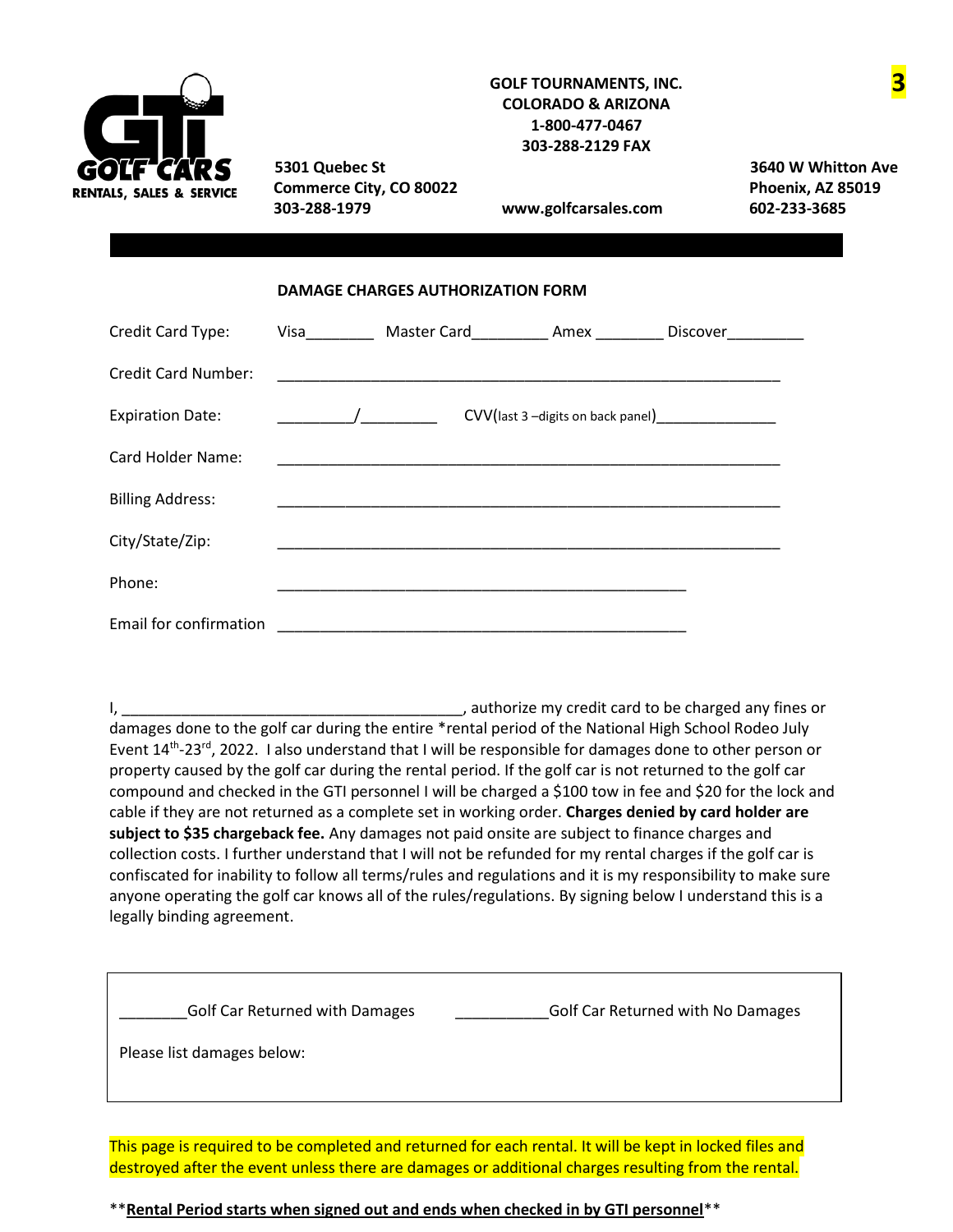GOLF CARS
RENTALS, SALES & SERVICE

**GOLF TOURNAMENTS, INC.**
**COLORADO & ARIZONA**
**1-800-477-0467**
**303-288-2129 FAX**

**5301 Quebec St**
**Commerce City, CO 80022**
**303-288-1979**

**www.golfcarsales.com**

**3640 W Whitton Ave**
**Phoenix, AZ 85019**
**602-233-3685**

**3**

**DAMAGE CHARGES AUTHORIZATION FORM**

Credit Card Type: Visa________ Master Card_________ Amex ________ Discover_________

Credit Card Number: ____________________________________________________________

Expiration Date: _________/_________ CVV(last 3 –digits on back panel)_______________

Card Holder Name: ____________________________________________________________

Billing Address: ____________________________________________________________

City/State/Zip: ____________________________________________________________

Phone: __________________________________________________

Email for confirmation __________________________________________________

I, __________________________________________, authorize my credit card to be charged any fines or damages done to the golf car during the entire *rental period of the National High School Rodeo July Event 14th-23rd, 2022. I also understand that I will be responsible for damages done to other person or property caused by the golf car during the rental period. If the golf car is not returned to the golf car compound and checked in the GTI personnel I will be charged a $100 tow in fee and $20 for the lock and cable if they are not returned as a complete set in working order. **Charges denied by card holder are subject to $35 chargeback fee.** Any damages not paid onsite are subject to finance charges and collection costs. I further understand that I will not be refunded for my rental charges if the golf car is confiscated for inability to follow all terms/rules and regulations and it is my responsibility to make sure anyone operating the golf car knows all of the rules/regulations. By signing below I understand this is a legally binding agreement.

________Golf Car Returned with Damages ___________Golf Car Returned with No Damages

Please list damages below:

This page is required to be completed and returned for each rental. It will be kept in locked files and destroyed after the event unless there are damages or additional charges resulting from the rental.

****Rental Period starts when signed out and ends when checked in by GTI personnel****